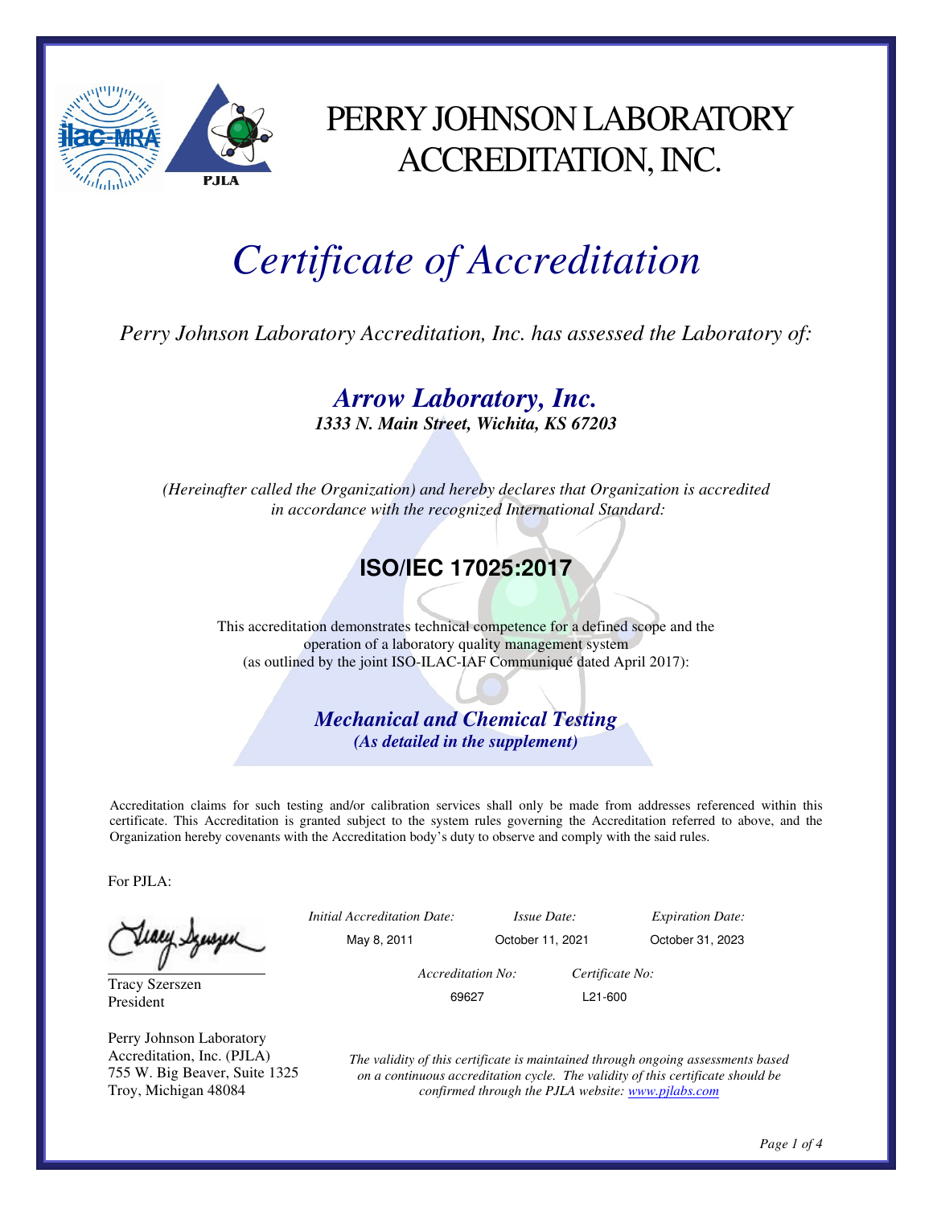# PERRY JOHNSON LABORATORY ACCREDITATION, INC.

# *Certificate of Accreditation*

*Perry Johnson Laboratory Accreditation, Inc. has assessed the Laboratory of:*

## ***Arrow Laboratory, Inc.***

***1333 N. Main Street, Wichita, KS 67203***

*(Hereinafter called the Organization) and hereby declares that Organization is accredited in accordance with the recognized International Standard:*

## **ISO/IEC 17025:2017**

This accreditation demonstrates technical competence for a defined scope and the operation of a laboratory quality management system (as outlined by the joint ISO-ILAC-IAF Communiqué dated April 2017):

### ***Mechanical and Chemical Testing***

***(As detailed in the supplement)***

Accreditation claims for such testing and/or calibration services shall only be made from addresses referenced within this certificate. This Accreditation is granted subject to the system rules governing the Accreditation referred to above, and the Organization hereby covenants with the Accreditation body's duty to observe and comply with the said rules.

For PJLA:

Tracy Szerszen
President

Perry Johnson Laboratory Accreditation, Inc. (PJLA)
755 W. Big Beaver, Suite 1325
Troy, Michigan 48084

| *Initial Accreditation Date:* | *Issue Date:* | *Expiration Date:* |
|---|---|---|
| May 8, 2011 | October 11, 2021 | October 31, 2023 |

| *Accreditation No:* | *Certificate No:* |
|---|---|
| 69627 | L21-600 |

*The validity of this certificate is maintained through ongoing assessments based on a continuous accreditation cycle. The validity of this certificate should be confirmed through the PJLA website: www.pjlabs.com*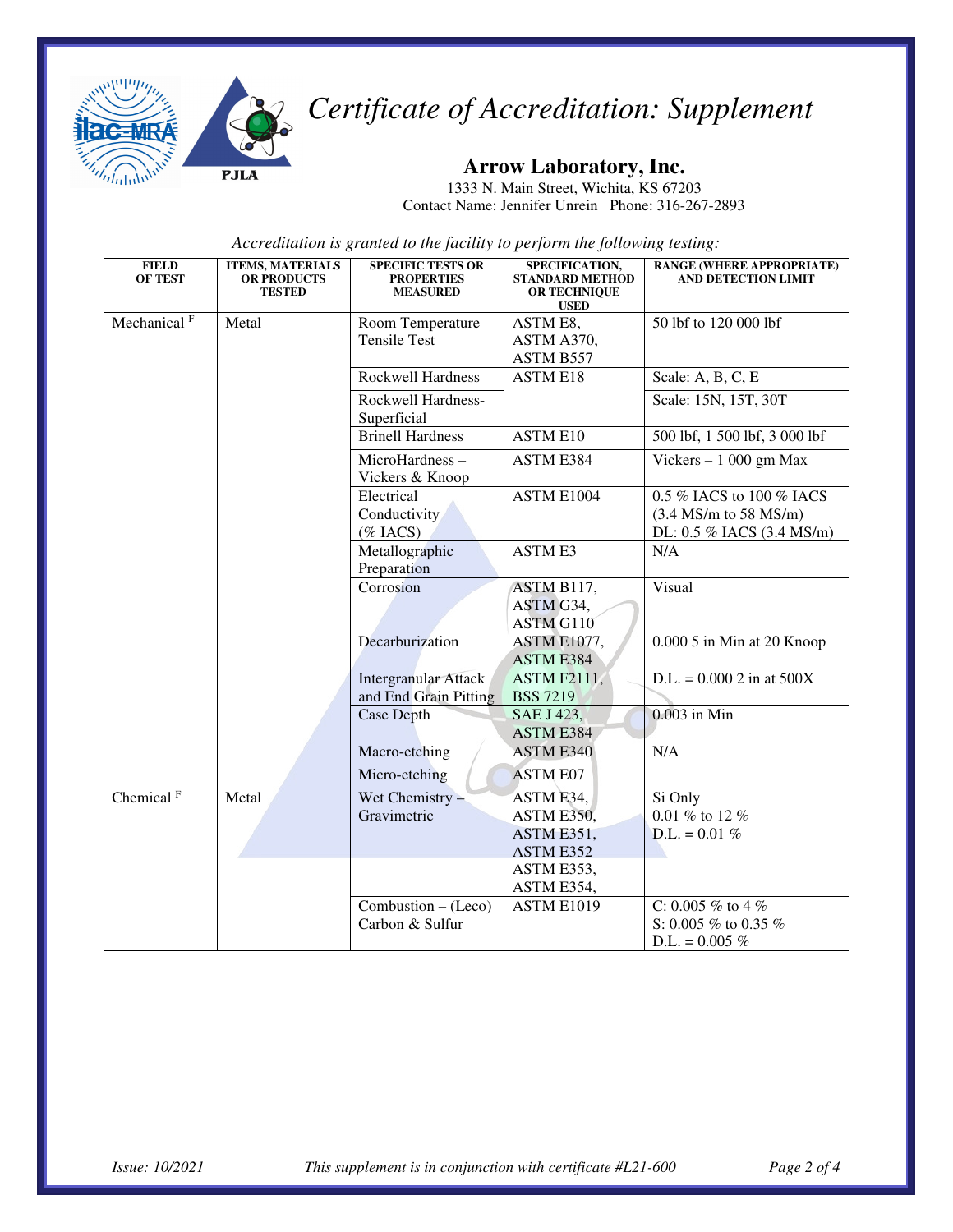# Certificate of Accreditation: Supplement

## Arrow Laboratory, Inc.

1333 N. Main Street, Wichita, KS 67203
Contact Name: Jennifer Unrein Phone: 316-267-2893

*Accreditation is granted to the facility to perform the following testing:*

| FIELD OF TEST | ITEMS, MATERIALS OR PRODUCTS TESTED | SPECIFIC TESTS OR PROPERTIES MEASURED | SPECIFICATION, STANDARD METHOD OR TECHNIQUE USED | RANGE (WHERE APPROPRIATE) AND DETECTION LIMIT |
|---|---|---|---|---|
| Mechanical [F] | Metal | Room Temperature Tensile Test | ASTM E8, ASTM A370, ASTM B557 | 50 lbf to 120 000 lbf |
| | | Rockwell Hardness | ASTM E18 | Scale: A, B, C, E |
| | | Rockwell Hardness-Superficial | | Scale: 15N, 15T, 30T |
| | | Brinell Hardness | ASTM E10 | 500 lbf, 1 500 lbf, 3 000 lbf |
| | | MicroHardness – Vickers & Knoop | ASTM E384 | Vickers – 1 000 gm Max |
| | | Electrical Conductivity (% IACS) | ASTM E1004 | 0.5 % IACS to 100 % IACS (3.4 MS/m to 58 MS/m) DL: 0.5 % IACS (3.4 MS/m) |
| | | Metallographic Preparation | ASTM E3 | N/A |
| | | Corrosion | ASTM B117, ASTM G34, ASTM G110 | Visual |
| | | Decarburization | ASTM E1077, ASTM E384 | 0.000 5 in Min at 20 Knoop |
| | | Intergranular Attack and End Grain Pitting | ASTM F2111, BSS 7219 | D.L. = 0.000 2 in at 500X |
| | | Case Depth | SAE J 423, ASTM E384 | 0.003 in Min |
| | | Macro-etching | ASTM E340 | N/A |
| | | Micro-etching | ASTM E07 | |
| Chemical [F] | Metal | Wet Chemistry – Gravimetric | ASTM E34, ASTM E350, ASTM E351, ASTM E352 ASTM E353, ASTM E354, | Si Only 0.01 % to 12 % D.L. = 0.01 % |
| | | Combustion – (Leco) Carbon & Sulfur | ASTM E1019 | C: 0.005 % to 4 % S: 0.005 % to 0.35 % D.L. = 0.005 % |

*Issue: 10/2021* *This supplement is in conjunction with certificate #L21-600*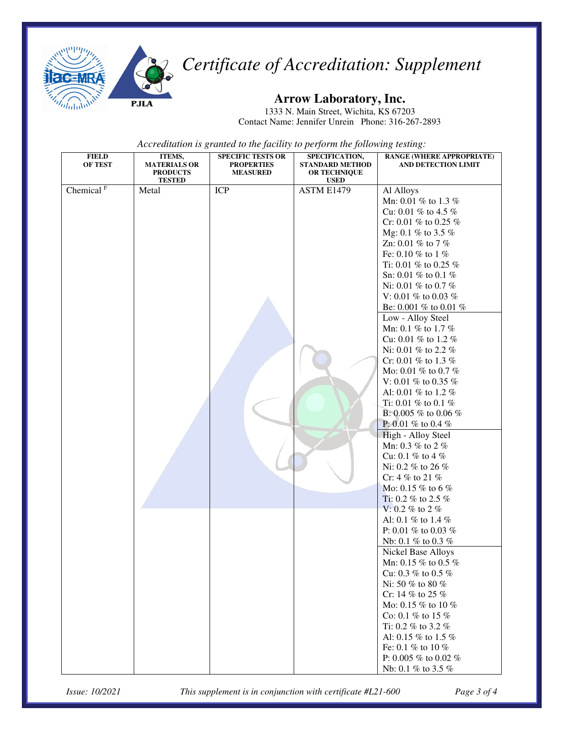# *Certificate of Accreditation: Supplement*

## Arrow Laboratory, Inc.

1333 N. Main Street, Wichita, KS 67203
Contact Name: Jennifer Unrein Phone: 316-267-2893

*Accreditation is granted to the facility to perform the following testing:*

| FIELD OF TEST | ITEMS, MATERIALS OR PRODUCTS TESTED | SPECIFIC TESTS OR PROPERTIES MEASURED | SPECIFICATION, STANDARD METHOD OR TECHNIQUE USED | RANGE (WHERE APPROPRIATE) AND DETECTION LIMIT |
|---|---|---|---|---|
| Chemical [F] | Metal | ICP | ASTM E1479 | Al Alloys<br>Mn: 0.01 % to 1.3 %<br>Cu: 0.01 % to 4.5 %<br>Cr: 0.01 % to 0.25 %<br>Mg: 0.1 % to 3.5 %<br>Zn: 0.01 % to 7 %<br>Fe: 0.10 % to 1 %<br>Ti: 0.01 % to 0.25 %<br>Sn: 0.01 % to 0.1 %<br>Ni: 0.01 % to 0.7 %<br>V: 0.01 % to 0.03 %<br>Be: 0.001 % to 0.01 % |
| | | | | Low - Alloy Steel<br>Mn: 0.1 % to 1.7 %<br>Cu: 0.01 % to 1.2 %<br>Ni: 0.01 % to 2.2 %<br>Cr: 0.01 % to 1.3 %<br>Mo: 0.01 % to 0.7 %<br>V: 0.01 % to 0.35 %<br>Al: 0.01 % to 1.2 %<br>Ti: 0.01 % to 0.1 %<br>B: 0.005 % to 0.06 %<br>P: 0.01 % to 0.4 % |
| | | | | High - Alloy Steel<br>Mn: 0.3 % to 2 %<br>Cu: 0.1 % to 4 %<br>Ni: 0.2 % to 26 %<br>Cr: 4 % to 21 %<br>Mo: 0.15 % to 6 %<br>Ti: 0.2 % to 2.5 %<br>V: 0.2 % to 2 %<br>Al: 0.1 % to 1.4 %<br>P: 0.01 % to 0.03 %<br>Nb: 0.1 % to 0.3 % |
| | | | | Nickel Base Alloys<br>Mn: 0.15 % to 0.5 %<br>Cu: 0.3 % to 0.5 %<br>Ni: 50 % to 80 %<br>Cr: 14 % to 25 %<br>Mo: 0.15 % to 10 %<br>Co: 0.1 % to 15 %<br>Ti: 0.2 % to 3.2 %<br>Al: 0.15 % to 1.5 %<br>Fe: 0.1 % to 10 %<br>P: 0.005 % to 0.02 %<br>Nb: 0.1 % to 3.5 % |

*Issue: 10/2021* *This supplement is in conjunction with certificate #L21-600*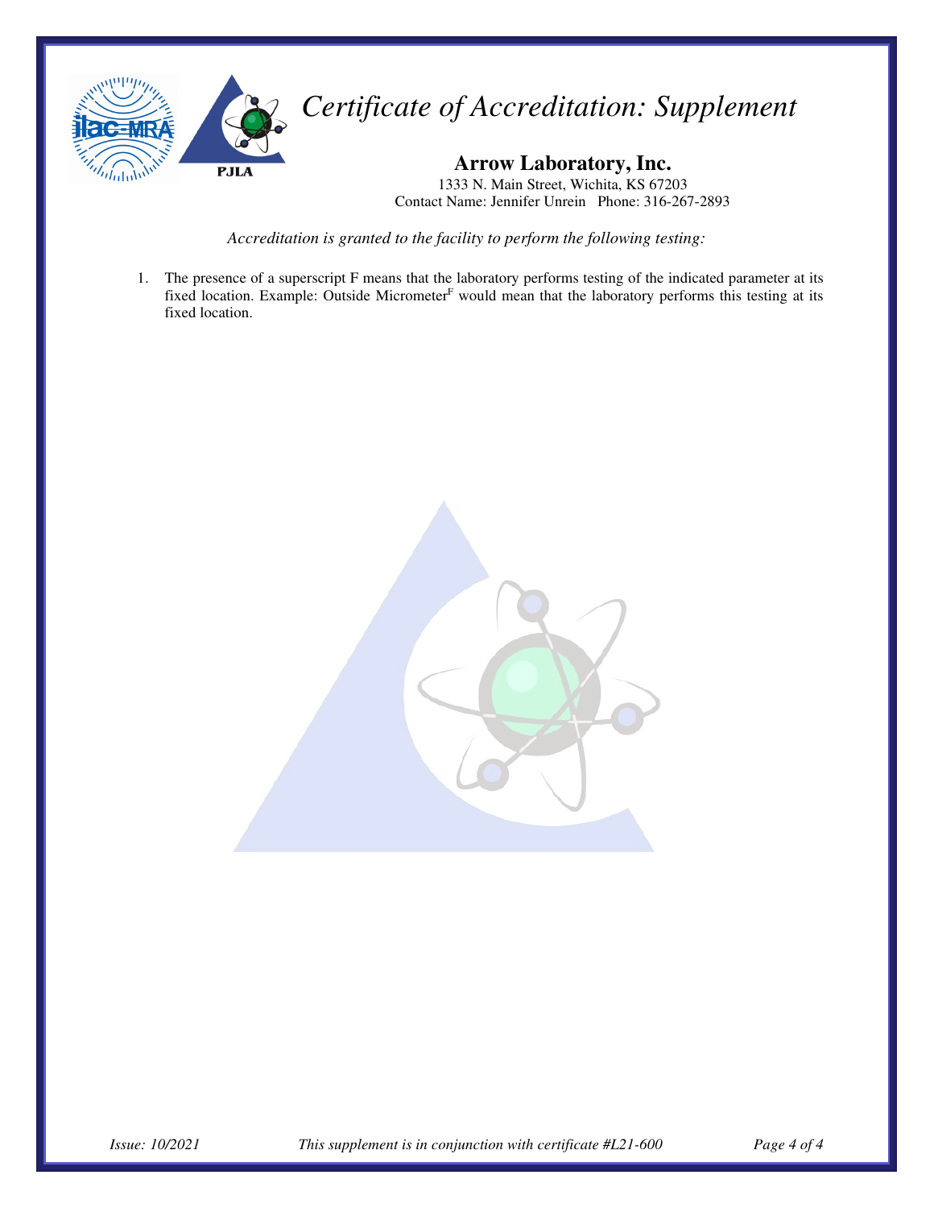# *Certificate of Accreditation: Supplement*

**Arrow Laboratory, Inc.**

1333 N. Main Street, Wichita, KS 67203

Contact Name: Jennifer Unrein Phone: 316-267-2893

*Accreditation is granted to the facility to perform the following testing:*

1. The presence of a superscript F means that the laboratory performs testing of the indicated parameter at its fixed location. Example: Outside Micrometer[F] would mean that the laboratory performs this testing at its fixed location.

*Issue: 10/2021* *This supplement is in conjunction with certificate #L21-600*